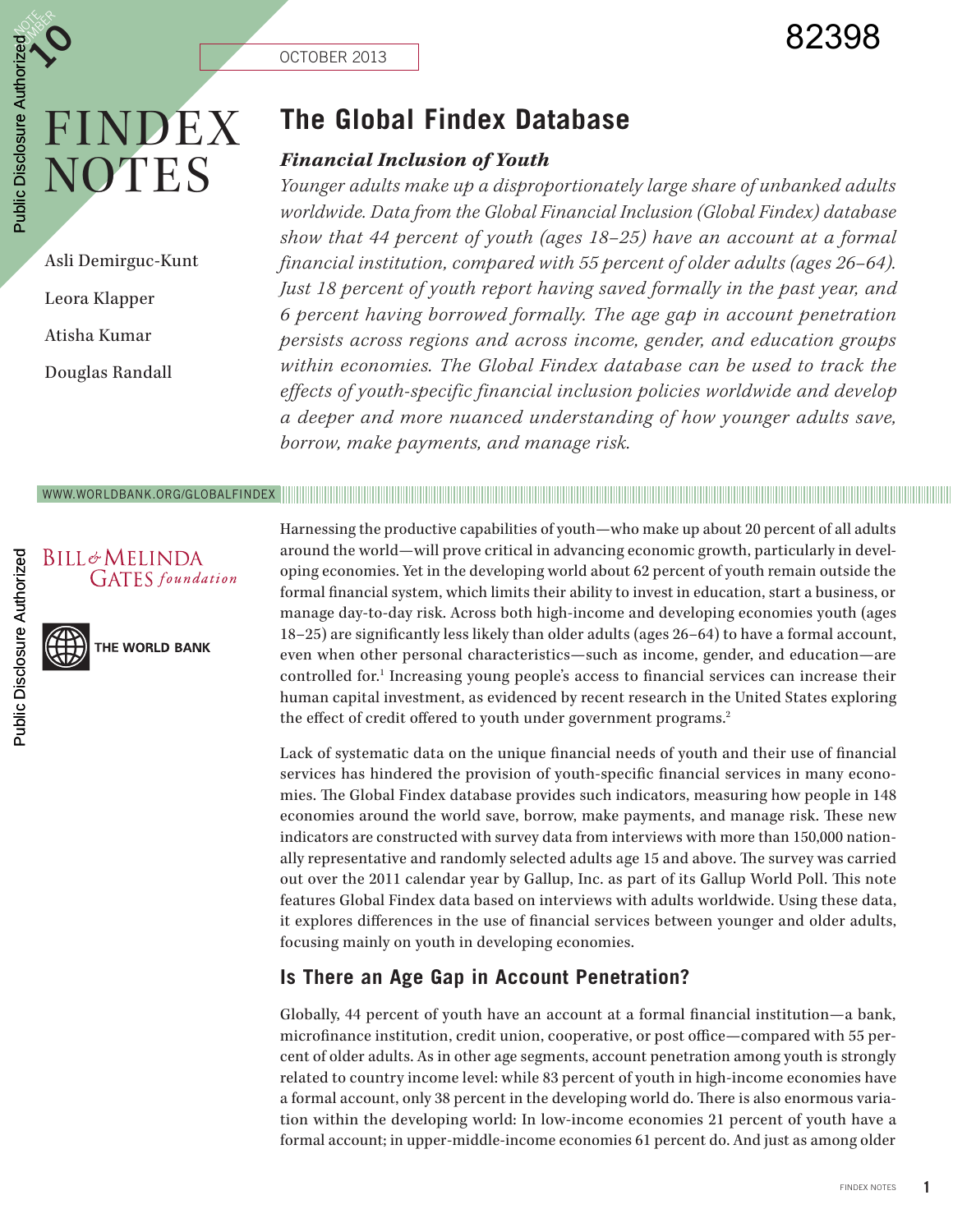NOTE NUMBER 10

OCTOBER 2013

82398

# FINDEX NOTES

Asli Demirguc-Kunt

Leora Klapper

Atisha Kumar

Douglas Randall

## The Global Findex Database

### *Financial Inclusion of Youth*

*Younger adults make up a disproportionately large share of unbanked adults worldwide. Data from the Global Financial Inclusion (Global Findex) database show that 44 percent of youth (ages 18–25) have an account at a formal financial institution, compared with 55 percent of older adults (ages 26–64). Just 18 percent of youth report having saved formally in the past year, and 6 percent having borrowed formally. The age gap in account penetration persists across regions and across income, gender, and education groups within economies. The Global Findex database can be used to track the effects of youth-specific financial inclusion policies worldwide and develop a deeper and more nuanced understanding of how younger adults save, borrow, make payments, and manage risk.*

WWW.WORLDBANK.ORG/GLOBALFINDEX

BILL & MELINDA GATES foundation

THE WORLD BANK

Harnessing the productive capabilities of youth—who make up about 20 percent of all adults around the world—will prove critical in advancing economic growth, particularly in developing economies. Yet in the developing world about 62 percent of youth remain outside the formal financial system, which limits their ability to invest in education, start a business, or manage day-to-day risk. Across both high-income and developing economies youth (ages 18–25) are significantly less likely than older adults (ages 26–64) to have a formal account, even when other personal characteristics—such as income, gender, and education—are controlled for.[1] Increasing young people's access to financial services can increase their human capital investment, as evidenced by recent research in the United States exploring the effect of credit offered to youth under government programs.[2]

Lack of systematic data on the unique financial needs of youth and their use of financial services has hindered the provision of youth-specific financial services in many economies. The Global Findex database provides such indicators, measuring how people in 148 economies around the world save, borrow, make payments, and manage risk. These new indicators are constructed with survey data from interviews with more than 150,000 nationally representative and randomly selected adults age 15 and above. The survey was carried out over the 2011 calendar year by Gallup, Inc. as part of its Gallup World Poll. This note features Global Findex data based on interviews with adults worldwide. Using these data, it explores differences in the use of financial services between younger and older adults, focusing mainly on youth in developing economies.

### Is There an Age Gap in Account Penetration?

Globally, 44 percent of youth have an account at a formal financial institution—a bank, microfinance institution, credit union, cooperative, or post office—compared with 55 percent of older adults. As in other age segments, account penetration among youth is strongly related to country income level: while 83 percent of youth in high-income economies have a formal account, only 38 percent in the developing world do. There is also enormous variation within the developing world: In low-income economies 21 percent of youth have a formal account; in upper-middle-income economies 61 percent do. And just as among older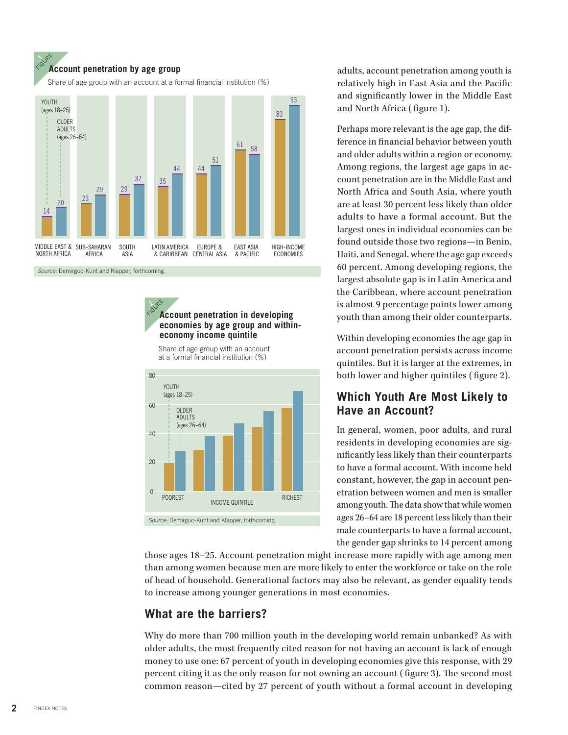**Figure 1: Account penetration by age group**

Share of age group with an account at a formal financial institution (%)

| Region | Youth (ages 18–25) | Older adults (ages 26–64) |
|---|---|---|
| Middle East & North Africa | 14 | 20 |
| Sub-Saharan Africa | 23 | 29 |
| South Asia | 29 | 37 |
| Latin America & Caribbean | 35 | 44 |
| Europe & Central Asia | 44 | 51 |
| East Asia & Pacific | 61 | 58 |
| High-income economies | 83 | 93 |

*Source:* Demirguc-Kunt and Klapper, forthcoming.

**Figure 2: Account penetration in developing economies by age group and within-economy income quintile**

Share of age group with an account at a formal financial institution (%)

Youth (ages 18–25); Older adults (ages 26–64)

Income quintile: Poorest … Richest

*Source:* Demirguc-Kunt and Klapper, forthcoming.

adults, account penetration among youth is relatively high in East Asia and the Pacific and significantly lower in the Middle East and North Africa (figure 1).

Perhaps more relevant is the age gap, the difference in financial behavior between youth and older adults within a region or economy. Among regions, the largest age gaps in account penetration are in the Middle East and North Africa and South Asia, where youth are at least 30 percent less likely than older adults to have a formal account. But the largest ones in individual economies can be found outside those two regions—in Benin, Haiti, and Senegal, where the age gap exceeds 60 percent. Among developing regions, the largest absolute gap is in Latin America and the Caribbean, where account penetration is almost 9 percentage points lower among youth than among their older counterparts.

Within developing economies the age gap in account penetration persists across income quintiles. But it is larger at the extremes, in both lower and higher quintiles (figure 2).

## Which Youth Are Most Likely to Have an Account?

In general, women, poor adults, and rural residents in developing economies are significantly less likely than their counterparts to have a formal account. With income held constant, however, the gap in account penetration between women and men is smaller among youth. The data show that while women ages 26–64 are 18 percent less likely than their male counterparts to have a formal account, the gender gap shrinks to 14 percent among those ages 18–25. Account penetration might increase more rapidly with age among men than among women because men are more likely to enter the workforce or take on the role of head of household. Generational factors may also be relevant, as gender equality tends to increase among younger generations in most economies.

## What are the barriers?

Why do more than 700 million youth in the developing world remain unbanked? As with older adults, the most frequently cited reason for not having an account is lack of enough money to use one: 67 percent of youth in developing economies give this response, with 29 percent citing it as the only reason for not owning an account (figure 3). The second most common reason—cited by 27 percent of youth without a formal account in developing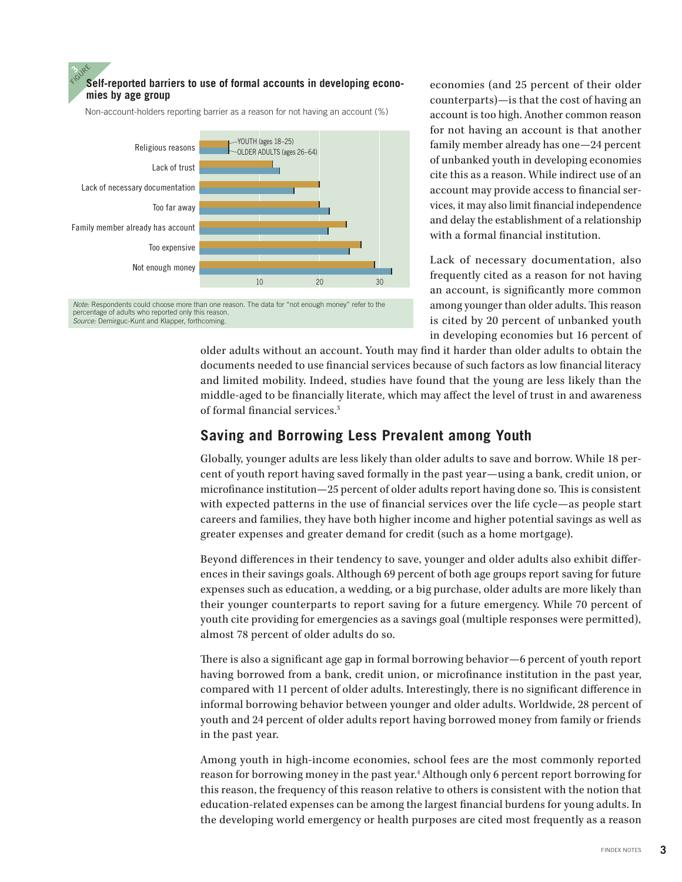**FIGURE 3**

**Self-reported barriers to use of formal accounts in developing economies by age group**

Non-account-holders reporting barrier as a reason for not having an account (%)

| Barrier | YOUTH (ages 18–25) | OLDER ADULTS (ages 26–64) |
|---|---|---|
| Religious reasons | | |
| Lack of trust | | |
| Lack of necessary documentation | | |
| Too far away | | |
| Family member already has account | | |
| Too expensive | | |
| Not enough money | | |

*Note:* Respondents could choose more than one reason. The data for "not enough money" refer to the percentage of adults who reported only this reason.
*Source:* Demirguc-Kunt and Klapper, forthcoming.

economies (and 25 percent of their older counterparts)—is that the cost of having an account is too high. Another common reason for not having an account is that another family member already has one—24 percent of unbanked youth in developing economies cite this as a reason. While indirect use of an account may provide access to financial services, it may also limit financial independence and delay the establishment of a relationship with a formal financial institution.

Lack of necessary documentation, also frequently cited as a reason for not having an account, is significantly more common among younger than older adults. This reason is cited by 20 percent of unbanked youth in developing economies but 16 percent of older adults without an account. Youth may find it harder than older adults to obtain the documents needed to use financial services because of such factors as low financial literacy and limited mobility. Indeed, studies have found that the young are less likely than the middle-aged to be financially literate, which may affect the level of trust in and awareness of formal financial services.[3]

## Saving and Borrowing Less Prevalent among Youth

Globally, younger adults are less likely than older adults to save and borrow. While 18 percent of youth report having saved formally in the past year—using a bank, credit union, or microfinance institution—25 percent of older adults report having done so. This is consistent with expected patterns in the use of financial services over the life cycle—as people start careers and families, they have both higher income and higher potential savings as well as greater expenses and greater demand for credit (such as a home mortgage).

Beyond differences in their tendency to save, younger and older adults also exhibit differences in their savings goals. Although 69 percent of both age groups report saving for future expenses such as education, a wedding, or a big purchase, older adults are more likely than their younger counterparts to report saving for a future emergency. While 70 percent of youth cite providing for emergencies as a savings goal (multiple responses were permitted), almost 78 percent of older adults do so.

There is also a significant age gap in formal borrowing behavior—6 percent of youth report having borrowed from a bank, credit union, or microfinance institution in the past year, compared with 11 percent of older adults. Interestingly, there is no significant difference in informal borrowing behavior between younger and older adults. Worldwide, 28 percent of youth and 24 percent of older adults report having borrowed money from family or friends in the past year.

Among youth in high-income economies, school fees are the most commonly reported reason for borrowing money in the past year.[4] Although only 6 percent report borrowing for this reason, the frequency of this reason relative to others is consistent with the notion that education-related expenses can be among the largest financial burdens for young adults. In the developing world emergency or health purposes are cited most frequently as a reason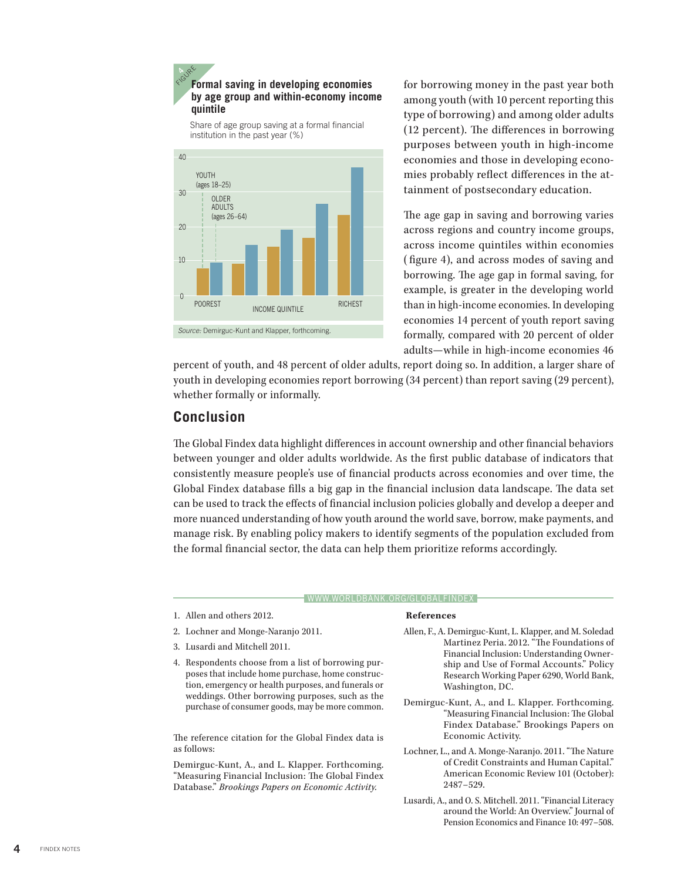FIGURE 4

**Formal saving in developing economies by age group and within-economy income quintile**

Share of age group saving at a formal financial institution in the past year (%)

40
30
20
10
0

YOUTH (ages 18–25)
OLDER ADULTS (ages 26–64)

POOREST
INCOME QUINTILE
RICHEST

*Source:* Demirguc-Kunt and Klapper, forthcoming.

for borrowing money in the past year both among youth (with 10 percent reporting this type of borrowing) and among older adults (12 percent). The differences in borrowing purposes between youth in high-income economies and those in developing economies probably reflect differences in the attainment of postsecondary education.

The age gap in saving and borrowing varies across regions and country income groups, across income quintiles within economies (figure 4), and across modes of saving and borrowing. The age gap in formal saving, for example, is greater in the developing world than in high-income economies. In developing economies 14 percent of youth report saving formally, compared with 20 percent of older adults—while in high-income economies 46 percent of youth, and 48 percent of older adults, report doing so. In addition, a larger share of youth in developing economies report borrowing (34 percent) than report saving (29 percent), whether formally or informally.

## Conclusion

The Global Findex data highlight differences in account ownership and other financial behaviors between younger and older adults worldwide. As the first public database of indicators that consistently measure people's use of financial products across economies and over time, the Global Findex database fills a big gap in the financial inclusion data landscape. The data set can be used to track the effects of financial inclusion policies globally and develop a deeper and more nuanced understanding of how youth around the world save, borrow, make payments, and manage risk. By enabling policy makers to identify segments of the population excluded from the formal financial sector, the data can help them prioritize reforms accordingly.

WWW.WORLDBANK.ORG/GLOBALFINDEX

1. Allen and others 2012.
2. Lochner and Monge-Naranjo 2011.
3. Lusardi and Mitchell 2011.
4. Respondents choose from a list of borrowing purposes that include home purchase, home construction, emergency or health purposes, and funerals or weddings. Other borrowing purposes, such as the purchase of consumer goods, may be more common.

The reference citation for the Global Findex data is as follows:

Demirguc-Kunt, A., and L. Klapper. Forthcoming. "Measuring Financial Inclusion: The Global Findex Database." *Brookings Papers on Economic Activity.*

**References**

Allen, F., A. Demirguc-Kunt, L. Klapper, and M. Soledad Martinez Peria. 2012. "The Foundations of Financial Inclusion: Understanding Ownership and Use of Formal Accounts." Policy Research Working Paper 6290, World Bank, Washington, DC.

Demirguc-Kunt, A., and L. Klapper. Forthcoming. "Measuring Financial Inclusion: The Global Findex Database." Brookings Papers on Economic Activity.

Lochner, L., and A. Monge-Naranjo. 2011. "The Nature of Credit Constraints and Human Capital." American Economic Review 101 (October): 2487–529.

Lusardi, A., and O. S. Mitchell. 2011. "Financial Literacy around the World: An Overview." Journal of Pension Economics and Finance 10: 497–508.